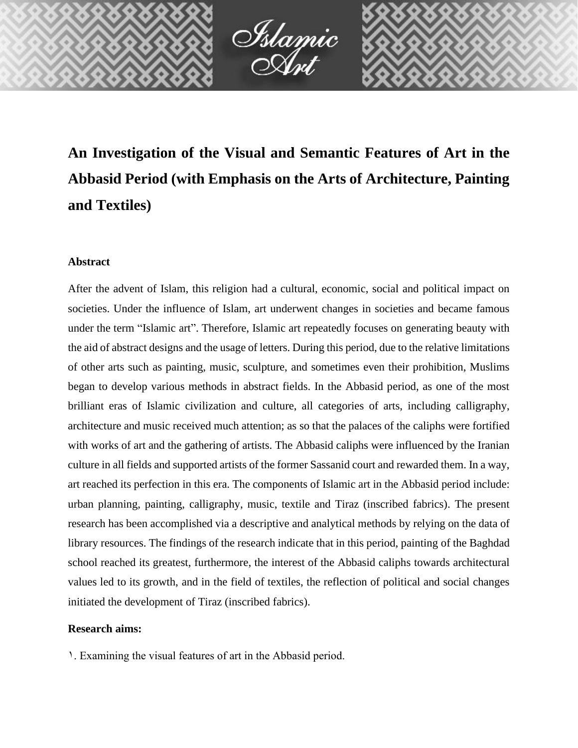# An Investigation of the Visual and Semantic Features of Art in the Abbasid Period (with Emphasis on the Arts of Architecture, Painting and Textiles)

## Abstract

After the advent of Islam, this religion had a cultural, economic, social and political impact on societies. Under the influence of Islam, art underwent changes in societies and became famous under the term “Islamic art”. Therefore, Islamic art repeatedly focuses on generating beauty with the aid of abstract designs and the usage of letters. During this period, due to the relative limitations of other arts such as painting, music, sculpture, and sometimes even their prohibition, Muslims began to develop various methods in abstract fields. In the Abbasid period, as one of the most brilliant eras of Islamic civilization and culture, all categories of arts, including calligraphy, architecture and music received much attention; as so that the palaces of the caliphs were fortified with works of art and the gathering of artists. The Abbasid caliphs were influenced by the Iranian culture in all fields and supported artists of the former Sassanid court and rewarded them. In a way, art reached its perfection in this era. The components of Islamic art in the Abbasid period include: urban planning, painting, calligraphy, music, textile and Tiraz (inscribed fabrics). The present research has been accomplished via a descriptive and analytical methods by relying on the data of library resources. The findings of the research indicate that in this period, painting of the Baghdad school reached its greatest, furthermore, the interest of the Abbasid caliphs towards architectural values led to its growth, and in the field of textiles, the reflection of political and social changes initiated the development of Tiraz (inscribed fabrics).

## Research aims:

١. Examining the visual features of art in the Abbasid period.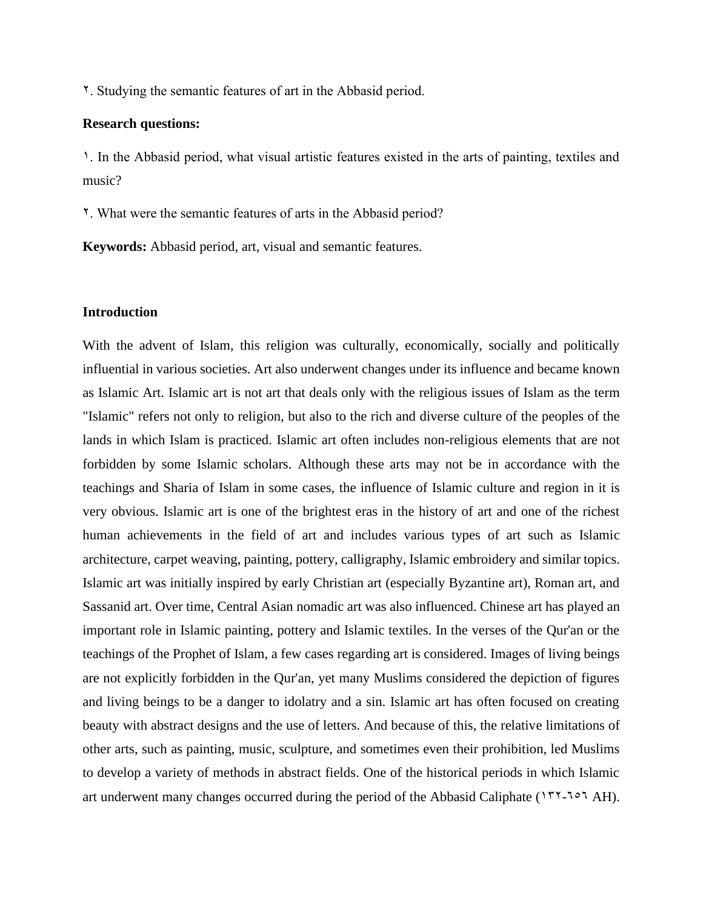٢. Studying the semantic features of art in the Abbasid period.

**Research questions:**

١. In the Abbasid period, what visual artistic features existed in the arts of painting, textiles and music?

٢. What were the semantic features of arts in the Abbasid period?

**Keywords:** Abbasid period, art, visual and semantic features.

## Introduction

With the advent of Islam, this religion was culturally, economically, socially and politically influential in various societies. Art also underwent changes under its influence and became known as Islamic Art. Islamic art is not art that deals only with the religious issues of Islam as the term "Islamic" refers not only to religion, but also to the rich and diverse culture of the peoples of the lands in which Islam is practiced. Islamic art often includes non-religious elements that are not forbidden by some Islamic scholars. Although these arts may not be in accordance with the teachings and Sharia of Islam in some cases, the influence of Islamic culture and region in it is very obvious. Islamic art is one of the brightest eras in the history of art and one of the richest human achievements in the field of art and includes various types of art such as Islamic architecture, carpet weaving, painting, pottery, calligraphy, Islamic embroidery and similar topics. Islamic art was initially inspired by early Christian art (especially Byzantine art), Roman art, and Sassanid art. Over time, Central Asian nomadic art was also influenced. Chinese art has played an important role in Islamic painting, pottery and Islamic textiles. In the verses of the Qur'an or the teachings of the Prophet of Islam, a few cases regarding art is considered. Images of living beings are not explicitly forbidden in the Qur'an, yet many Muslims considered the depiction of figures and living beings to be a danger to idolatry and a sin. Islamic art has often focused on creating beauty with abstract designs and the use of letters. And because of this, the relative limitations of other arts, such as painting, music, sculpture, and sometimes even their prohibition, led Muslims to develop a variety of methods in abstract fields. One of the historical periods in which Islamic art underwent many changes occurred during the period of the Abbasid Caliphate (١٣٢-٦٥٦ AH).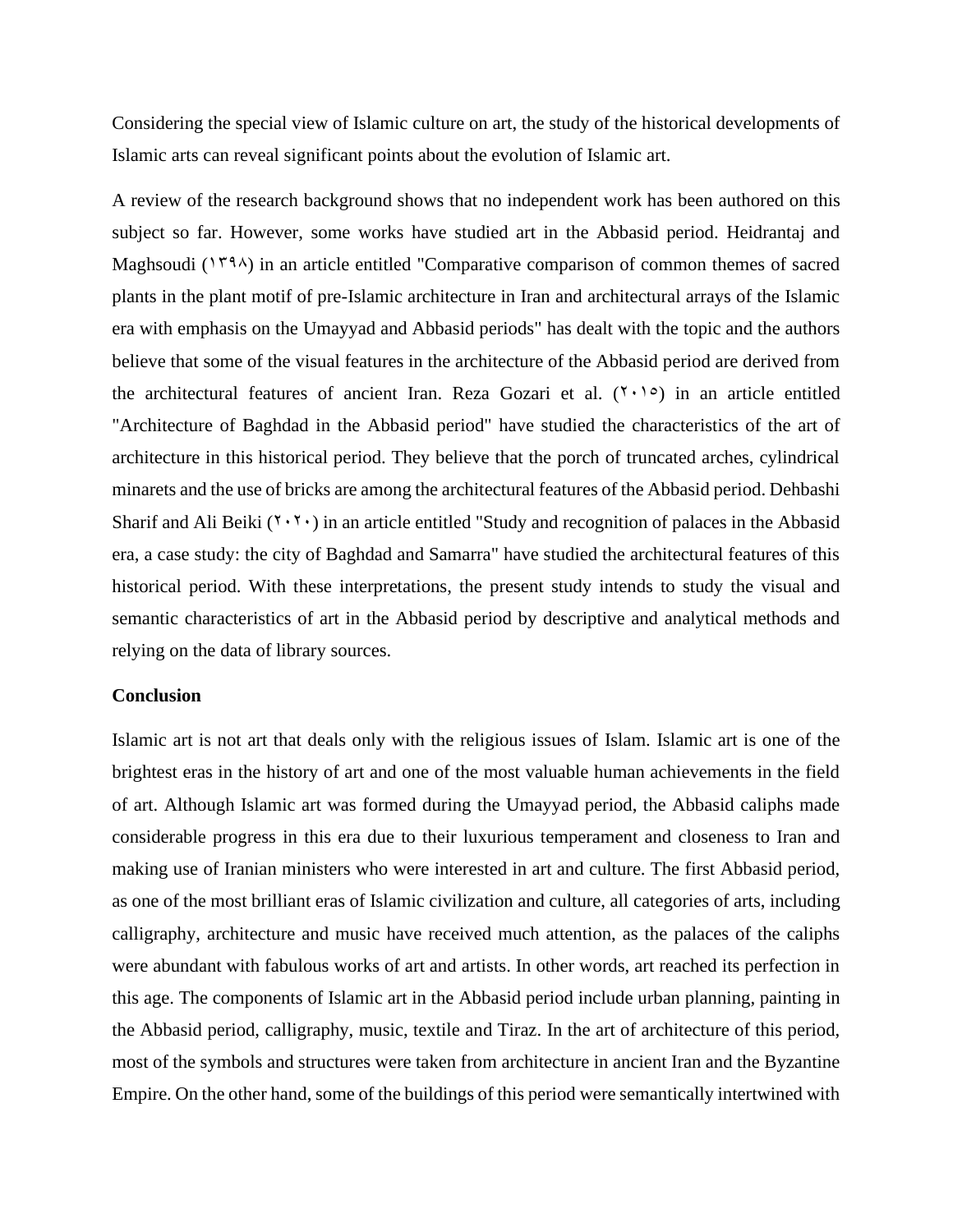Considering the special view of Islamic culture on art, the study of the historical developments of Islamic arts can reveal significant points about the evolution of Islamic art.

A review of the research background shows that no independent work has been authored on this subject so far. However, some works have studied art in the Abbasid period. Heidrantaj and Maghsoudi (١٣٩٨) in an article entitled "Comparative comparison of common themes of sacred plants in the plant motif of pre-Islamic architecture in Iran and architectural arrays of the Islamic era with emphasis on the Umayyad and Abbasid periods" has dealt with the topic and the authors believe that some of the visual features in the architecture of the Abbasid period are derived from the architectural features of ancient Iran. Reza Gozari et al. (٢٠١٥) in an article entitled "Architecture of Baghdad in the Abbasid period" have studied the characteristics of the art of architecture in this historical period. They believe that the porch of truncated arches, cylindrical minarets and the use of bricks are among the architectural features of the Abbasid period. Dehbashi Sharif and Ali Beiki (٢٠٢٠) in an article entitled "Study and recognition of palaces in the Abbasid era, a case study: the city of Baghdad and Samarra" have studied the architectural features of this historical period. With these interpretations, the present study intends to study the visual and semantic characteristics of art in the Abbasid period by descriptive and analytical methods and relying on the data of library sources.

**Conclusion**

Islamic art is not art that deals only with the religious issues of Islam. Islamic art is one of the brightest eras in the history of art and one of the most valuable human achievements in the field of art. Although Islamic art was formed during the Umayyad period, the Abbasid caliphs made considerable progress in this era due to their luxurious temperament and closeness to Iran and making use of Iranian ministers who were interested in art and culture. The first Abbasid period, as one of the most brilliant eras of Islamic civilization and culture, all categories of arts, including calligraphy, architecture and music have received much attention, as the palaces of the caliphs were abundant with fabulous works of art and artists. In other words, art reached its perfection in this age. The components of Islamic art in the Abbasid period include urban planning, painting in the Abbasid period, calligraphy, music, textile and Tiraz. In the art of architecture of this period, most of the symbols and structures were taken from architecture in ancient Iran and the Byzantine Empire. On the other hand, some of the buildings of this period were semantically intertwined with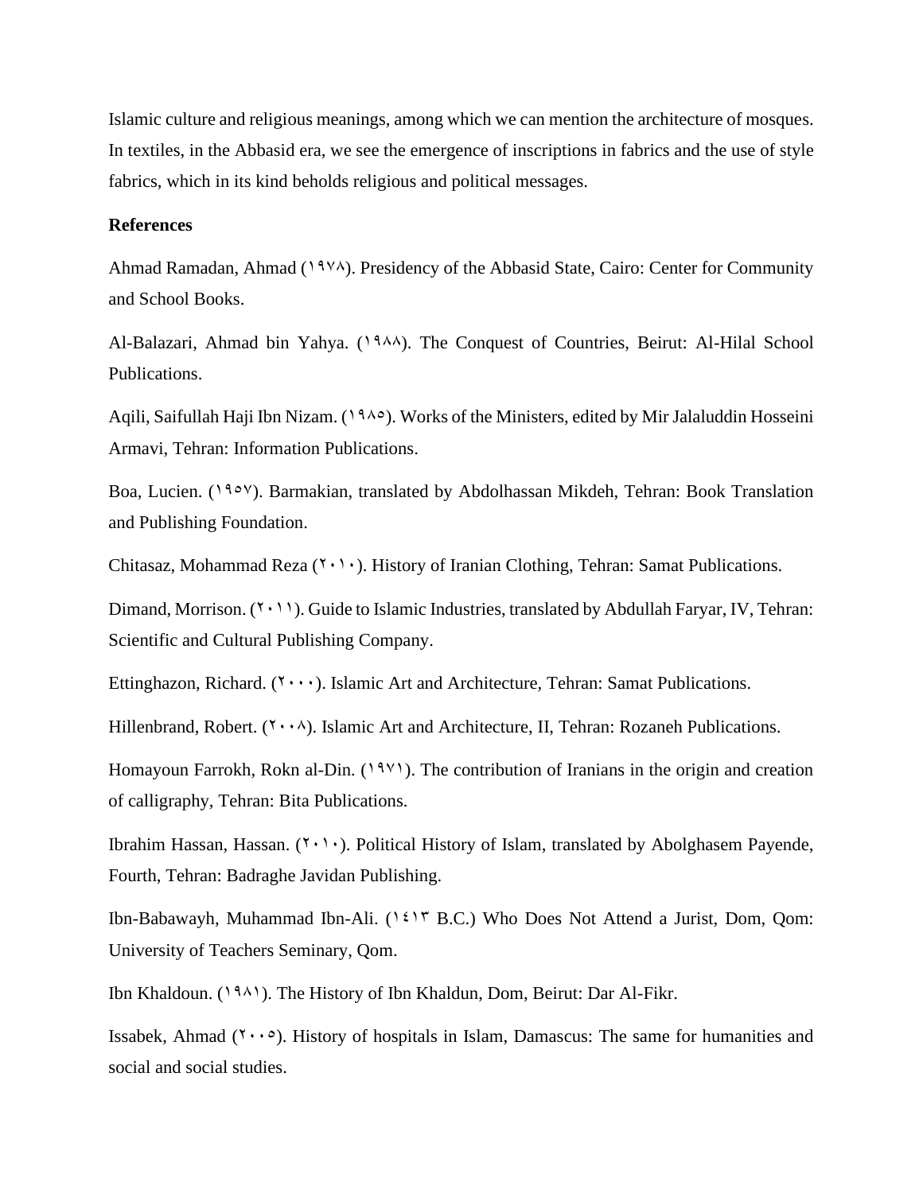Islamic culture and religious meanings, among which we can mention the architecture of mosques. In textiles, in the Abbasid era, we see the emergence of inscriptions in fabrics and the use of style fabrics, which in its kind beholds religious and political messages.

**References**

Ahmad Ramadan, Ahmad (١٩٧٨). Presidency of the Abbasid State, Cairo: Center for Community and School Books.

Al-Balazari, Ahmad bin Yahya. (١٩٨٨). The Conquest of Countries, Beirut: Al-Hilal School Publications.

Aqili, Saifullah Haji Ibn Nizam. (١٩٨٥). Works of the Ministers, edited by Mir Jalaluddin Hosseini Armavi, Tehran: Information Publications.

Boa, Lucien. (١٩٥٧). Barmakian, translated by Abdolhassan Mikdeh, Tehran: Book Translation and Publishing Foundation.

Chitasaz, Mohammad Reza (٢٠١٠). History of Iranian Clothing, Tehran: Samat Publications.

Dimand, Morrison. (٢٠١١). Guide to Islamic Industries, translated by Abdullah Faryar, IV, Tehran: Scientific and Cultural Publishing Company.

Ettinghazon, Richard. (٢٠٠٠). Islamic Art and Architecture, Tehran: Samat Publications.

Hillenbrand, Robert. (٢٠٠٨). Islamic Art and Architecture, II, Tehran: Rozaneh Publications.

Homayoun Farrokh, Rokn al-Din. (١٩٧١). The contribution of Iranians in the origin and creation of calligraphy, Tehran: Bita Publications.

Ibrahim Hassan, Hassan. (٢٠١٠). Political History of Islam, translated by Abolghasem Payende, Fourth, Tehran: Badraghe Javidan Publishing.

Ibn-Babawayh, Muhammad Ibn-Ali. (١٤١٣ B.C.) Who Does Not Attend a Jurist, Dom, Qom: University of Teachers Seminary, Qom.

Ibn Khaldoun. (١٩٨١). The History of Ibn Khaldun, Dom, Beirut: Dar Al-Fikr.

Issabek, Ahmad (٢٠٠٥). History of hospitals in Islam, Damascus: The same for humanities and social and social studies.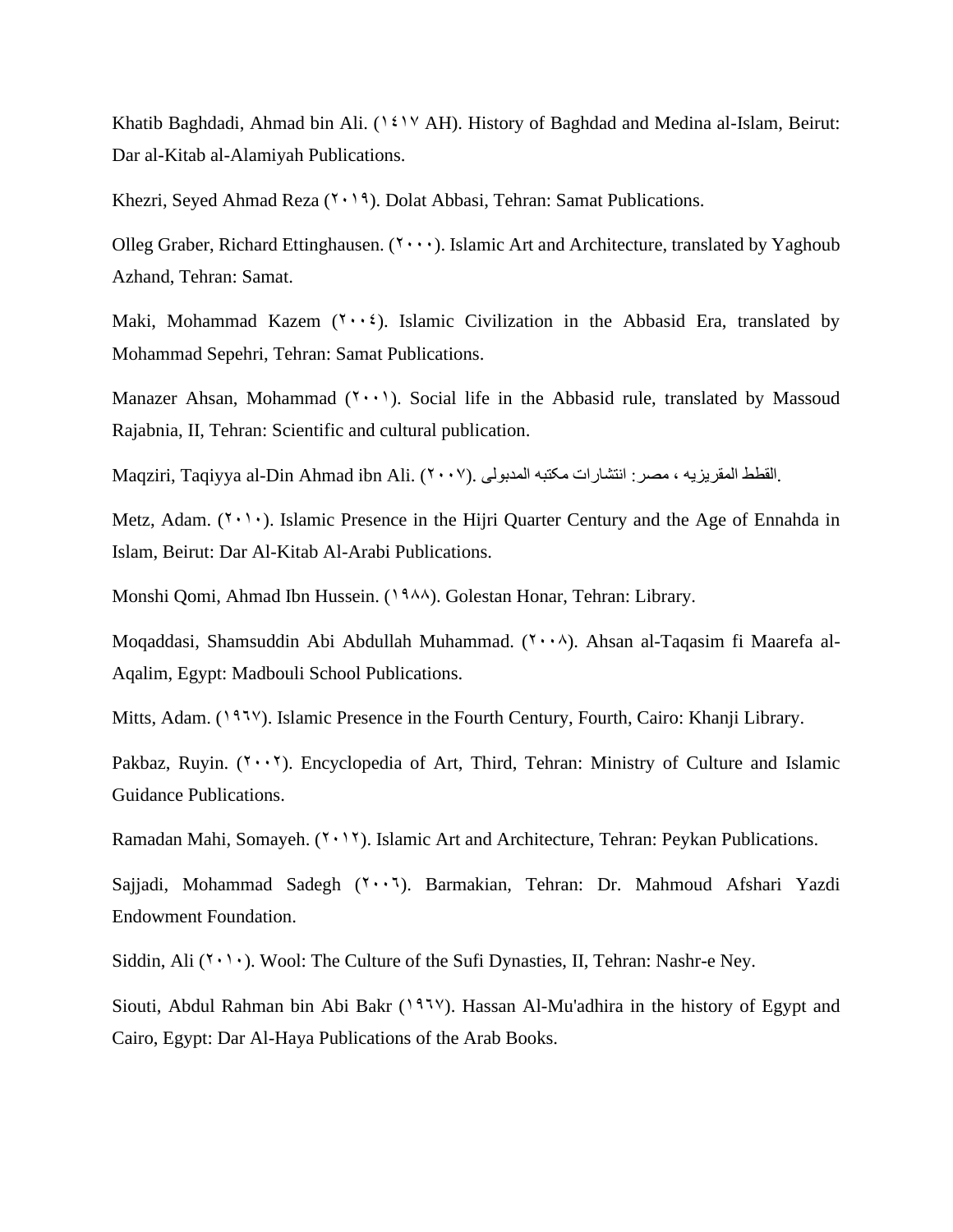Khatib Baghdadi, Ahmad bin Ali. (١٤١٧ AH). History of Baghdad and Medina al-Islam, Beirut: Dar al-Kitab al-Alamiyah Publications.

Khezri, Seyed Ahmad Reza (٢٠١٩). Dolat Abbasi, Tehran: Samat Publications.

Olleg Graber, Richard Ettinghausen. (٢٠٠٠). Islamic Art and Architecture, translated by Yaghoub Azhand, Tehran: Samat.

Maki, Mohammad Kazem (٢٠٠٤). Islamic Civilization in the Abbasid Era, translated by Mohammad Sepehri, Tehran: Samat Publications.

Manazer Ahsan, Mohammad (٢٠٠١). Social life in the Abbasid rule, translated by Massoud Rajabnia, II, Tehran: Scientific and cultural publication.

Maqziri, Taqiyya al-Din Ahmad ibn Ali. (٢٠٠٧). القطط المقريزيه ، مصر: انتشارات مكتبه المدبولی.

Metz, Adam. (٢٠١٠). Islamic Presence in the Hijri Quarter Century and the Age of Ennahda in Islam, Beirut: Dar Al-Kitab Al-Arabi Publications.

Monshi Qomi, Ahmad Ibn Hussein. (١٩٨٨). Golestan Honar, Tehran: Library.

Moqaddasi, Shamsuddin Abi Abdullah Muhammad. (٢٠٠٨). Ahsan al-Taqasim fi Maarefa al-Aqalim, Egypt: Madbouli School Publications.

Mitts, Adam. (١٩٦٧). Islamic Presence in the Fourth Century, Fourth, Cairo: Khanji Library.

Pakbaz, Ruyin. (٢٠٠٢). Encyclopedia of Art, Third, Tehran: Ministry of Culture and Islamic Guidance Publications.

Ramadan Mahi, Somayeh. (٢٠١٢). Islamic Art and Architecture, Tehran: Peykan Publications.

Sajjadi, Mohammad Sadegh (٢٠٠٦). Barmakian, Tehran: Dr. Mahmoud Afshari Yazdi Endowment Foundation.

Siddin, Ali (٢٠١٠). Wool: The Culture of the Sufi Dynasties, II, Tehran: Nashr-e Ney.

Siouti, Abdul Rahman bin Abi Bakr (١٩٦٧). Hassan Al-Mu'adhira in the history of Egypt and Cairo, Egypt: Dar Al-Haya Publications of the Arab Books.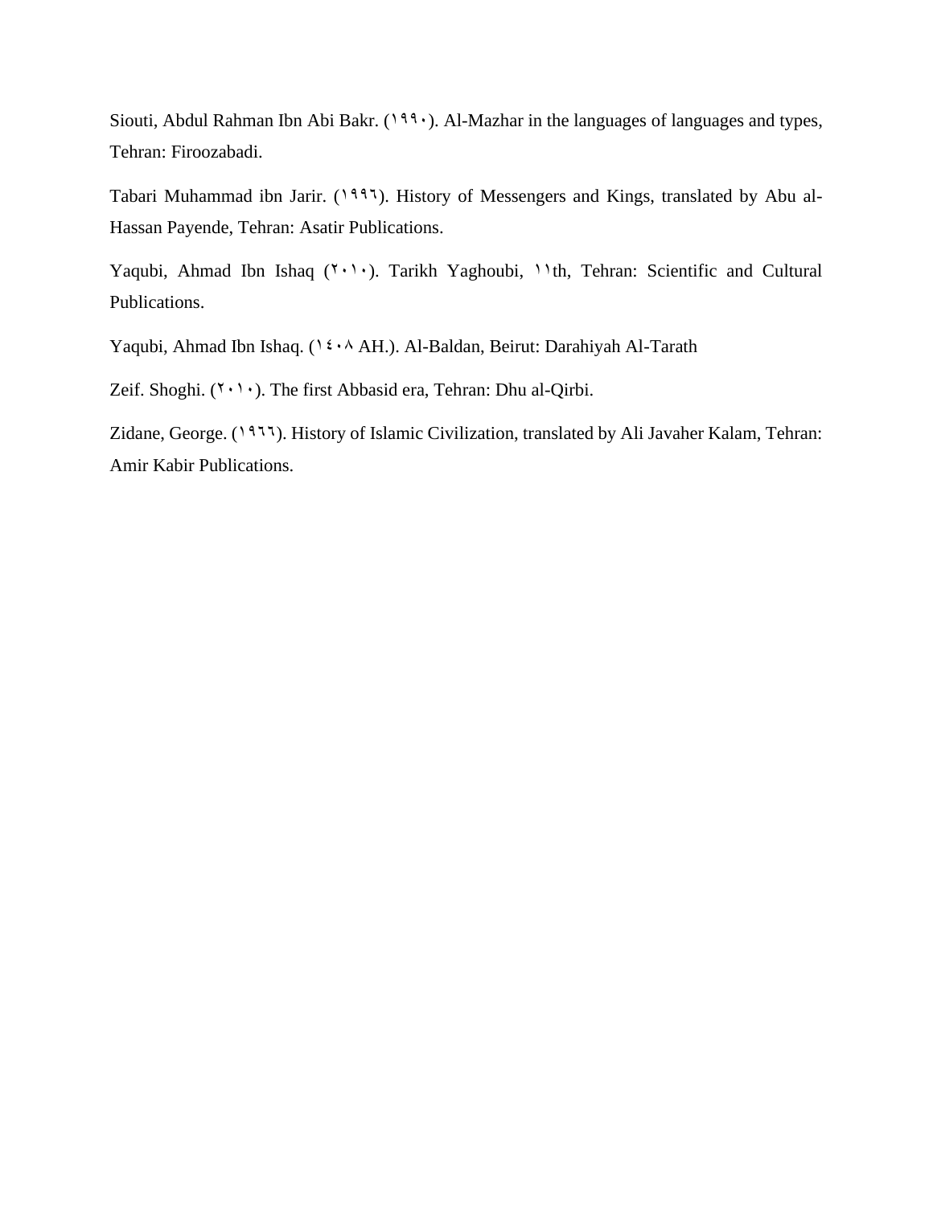Siouti, Abdul Rahman Ibn Abi Bakr. (١٩٩٠). Al-Mazhar in the languages of languages and types, Tehran: Firoozabadi.

Tabari Muhammad ibn Jarir. (١٩٩٦). History of Messengers and Kings, translated by Abu al-Hassan Payende, Tehran: Asatir Publications.

Yaqubi, Ahmad Ibn Ishaq (٢٠١٠). Tarikh Yaghoubi, ١١th, Tehran: Scientific and Cultural Publications.

Yaqubi, Ahmad Ibn Ishaq. (١٤٠٨ AH.). Al-Baldan, Beirut: Darahiyah Al-Tarath

Zeif. Shoghi. (٢٠١٠). The first Abbasid era, Tehran: Dhu al-Qirbi.

Zidane, George. (١٩٦٦). History of Islamic Civilization, translated by Ali Javaher Kalam, Tehran: Amir Kabir Publications.